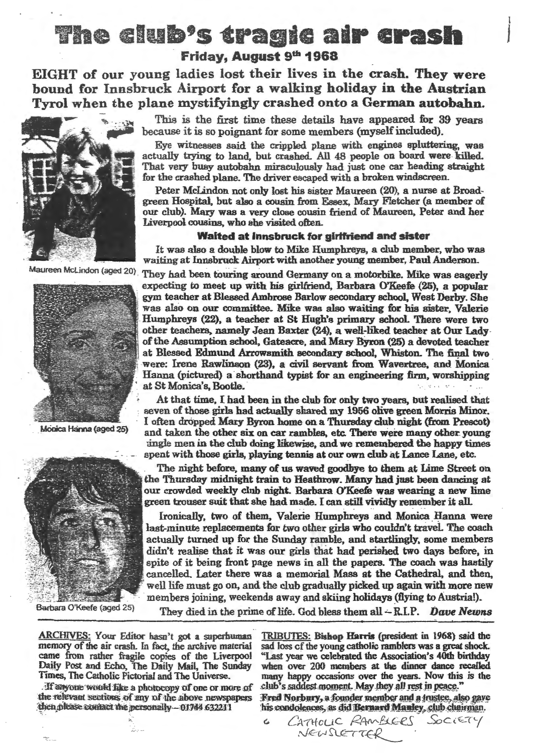# The club's tragic air crash

## Friday, August 9th 1968

**EIGHT of our young ladies lost their lives in the crash. They were bound for Innsbruck Airport for a walking holiday in the Austrian Tyrol when the plane mystifyingly crashed onto a German autobahn.**

Maureen McLindon (aged 20)

Monica Hanna (aged 25)

Barbara O'Keefe (aged 25)

This is the first time these details have appeared for 39 years because it is so poignant for some members (myself included).

Eye witnesses said the crippled plane with engines spluttering, was actually trying to land, but crashed. All 48 people on board were killed. That very busy autobahn miraculously had just one car heading straight for the crashed plane. The driver escaped with a broken windscreen.

Peter McLindon not only lost his sister Maureen (20), a nurse at Broadgreen Hospital, but also a cousin from Essex, Mary Fletcher (a member of our club). Mary was a very close cousin friend of Maureen, Peter and her Liverpool cousins, who she visited often.

### Waited at Innsbruck for girlfriend and sister

It was also a double blow to Mike Humphreys, a club member, who was waiting at Innsbruck Airport with another young member, Paul Anderson. They had been touring around Germany on a motorbike. Mike was eagerly expecting to meet up with his girlfriend, Barbara O'Keefe (25), a popular gym teacher at Blessed Ambrose Barlow secondary school, West Derby. She was also on our committee. Mike was also waiting for his sister, Valerie Humphreys (22), a teacher at St Hugh's primary school. There were two other teachers, namely Jean Baxter (24), a well-liked teacher at Our Lady of the Assumption school, Gateacre, and Mary Byron (25) a devoted teacher at Blessed Edmund Arrowsmith secondary school, Whiston. The final two were: Irene Rawlinson (23), a civil servant from Wavertree, and Monica Hanna (pictured) a shorthand typist for an engineering firm, worshipping at St Monica's, Bootle.

At that time, I had been in the club for only two years, but realised that seven of those girls had actually shared my 1956 olive green Morris Minor. I often dropped Mary Byron home on a Thursday club night (from Prescot) and taken the other six on car rambles, etc. There were many other young single men in the club doing likewise, and we remembered the happy times spent with those girls, playing tennis at our own club at Lance Lane, etc.

The night before, many of us waved goodbye to them at Lime Street on the Thursday midnight train to Heathrow. Many had just been dancing at our crowded weekly club night. Barbara O'Keefe was wearing a new lime green trouser suit that she had made. I can still vividly remember it all.

Ironically, two of them, Valerie Humphreys and Monica Hanna were last-minute replacements for two other girls who couldn't travel. The coach actually turned up for the Sunday ramble, and startlingly, some members didn't realise that it was our girls that had perished two days before, in spite of it being front page news in all the papers. The coach was hastily cancelled. Later there was a memorial Mass at the Cathedral, and then, well life must go on, and the club gradually picked up again with more new members joining, weekends away and skiing holidays (flying to Austria!).

They died in the prime of life. God bless them all – R.I.P. ***Dave Newns***

---

ARCHIVES: Your Editor hasn't got a superhuman memory of the air crash. In fact, the archive material came from rather fragile copies of the Liverpool Daily Post and Echo, The Daily Mail, The Sunday Times, The Catholic Pictorial and The Universe.

If anyone would like a photocopy of one or more of the relevant sections of any of the above newspapers then please contact me personally – 01744 632211

TRIBUTES: Bishop Harris (president in 1968) said the sad loss of the young catholic ramblers was a great shock. "Last year we celebrated the Association's 40th birthday when over 200 members at the dinner dance recalled many happy occasions over the years. Now this is the club's saddest moment. May they all rest in peace."

Fred Norbury, a founder member and a trustee, also gave his condolences, as did Bernard Masley, club chairman.

CATHOLIC RAMBLERS SOCIETY NEWSLETTER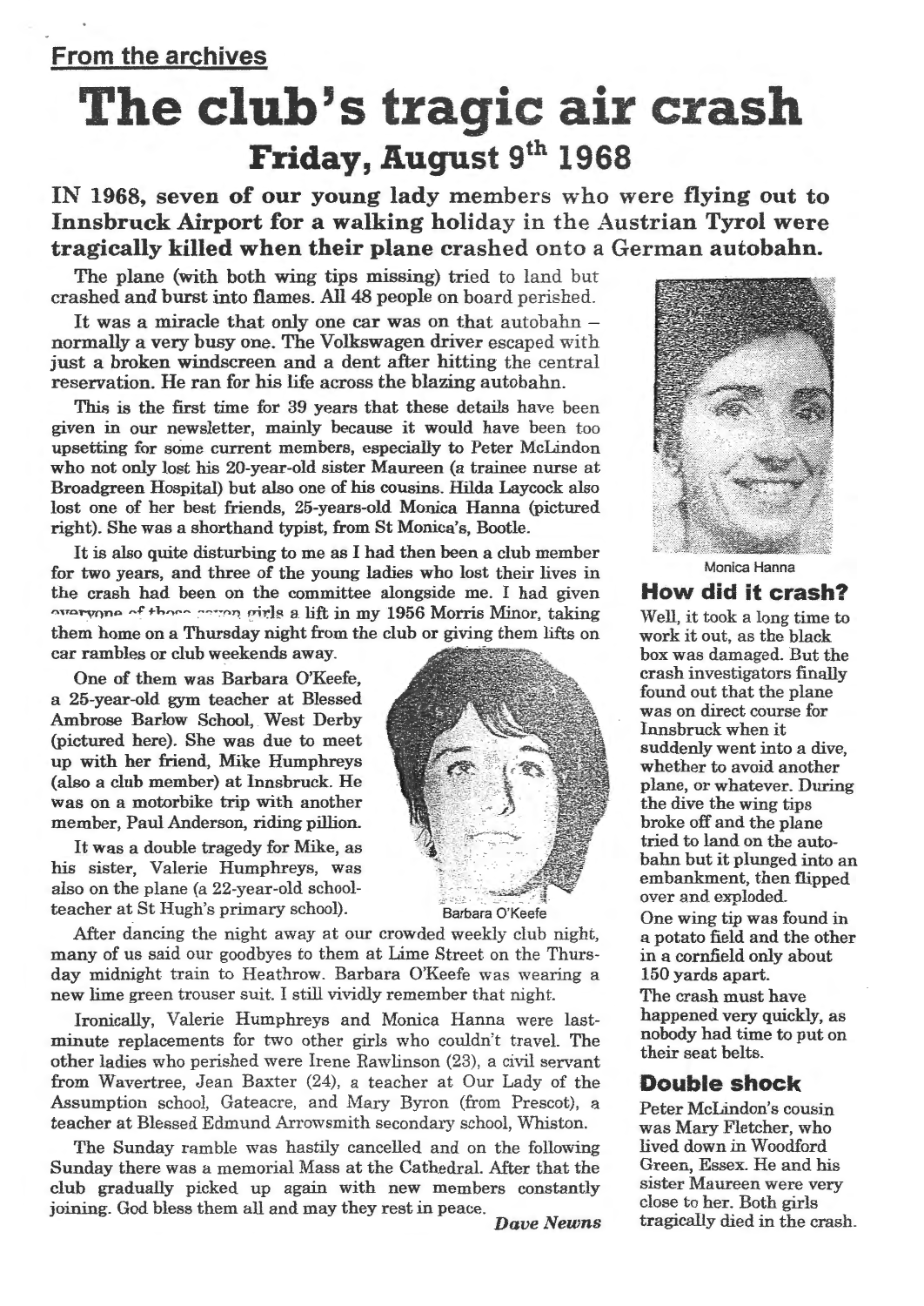## From the archives

# The club's tragic air crash

## Friday, August 9th 1968

**IN 1968, seven of our young lady members who were flying out to Innsbruck Airport for a walking holiday in the Austrian Tyrol were tragically killed when their plane crashed onto a German autobahn.**

The plane (with both wing tips missing) tried to land but crashed and burst into flames. All 48 people on board perished.

It was a miracle that only one car was on that autobahn – normally a very busy one. The Volkswagen driver escaped with just a broken windscreen and a dent after hitting the central reservation. He ran for his life across the blazing autobahn.

This is the first time for 39 years that these details have been given in our newsletter, mainly because it would have been too upsetting for some current members, especially to Peter McLindon who not only lost his 20-year-old sister Maureen (a trainee nurse at Broadgreen Hospital) but also one of his cousins. Hilda Laycock also lost one of her best friends, 25-years-old Monica Hanna (pictured right). She was a shorthand typist, from St Monica's, Bootle.

It is also quite disturbing to me as I had then been a club member for two years, and three of the young ladies who lost their lives in the crash had been on the committee alongside me. I had given everyone of those seven girls a lift in my 1956 Morris Minor, taking them home on a Thursday night from the club or giving them lifts on car rambles or club weekends away.

One of them was Barbara O'Keefe, a 25-year-old gym teacher at Blessed Ambrose Barlow School, West Derby (pictured here). She was due to meet up with her friend, Mike Humphreys (also a club member) at Innsbruck. He was on a motorbike trip with another member, Paul Anderson, riding pillion.

Barbara O'Keefe

It was a double tragedy for Mike, as his sister, Valerie Humphreys, was also on the plane (a 22-year-old schoolteacher at St Hugh's primary school).

After dancing the night away at our crowded weekly club night, many of us said our goodbyes to them at Lime Street on the Thursday midnight train to Heathrow. Barbara O'Keefe was wearing a new lime green trouser suit. I still vividly remember that night.

Ironically, Valerie Humphreys and Monica Hanna were last-minute replacements for two other girls who couldn't travel. The other ladies who perished were Irene Rawlinson (23), a civil servant from Wavertree, Jean Baxter (24), a teacher at Our Lady of the Assumption school, Gateacre, and Mary Byron (from Prescot), a teacher at Blessed Edmund Arrowsmith secondary school, Whiston.

The Sunday ramble was hastily cancelled and on the following Sunday there was a memorial Mass at the Cathedral. After that the club gradually picked up again with new members constantly joining. God bless them all and may they rest in peace.

*Dave Newns*

Monica Hanna

### How did it crash?

Well, it took a long time to work it out, as the black box was damaged. But the crash investigators finally found out that the plane was on direct course for Innsbruck when it suddenly went into a dive, whether to avoid another plane, or whatever. During the dive the wing tips broke off and the plane tried to land on the autobahn but it plunged into an embankment, then flipped over and exploded.

One wing tip was found in a potato field and the other in a cornfield only about 150 yards apart.

The crash must have happened very quickly, as nobody had time to put on their seat belts.

### Double shock

Peter McLindon's cousin was Mary Fletcher, who lived down in Woodford Green, Essex. He and his sister Maureen were very close to her. Both girls tragically died in the crash.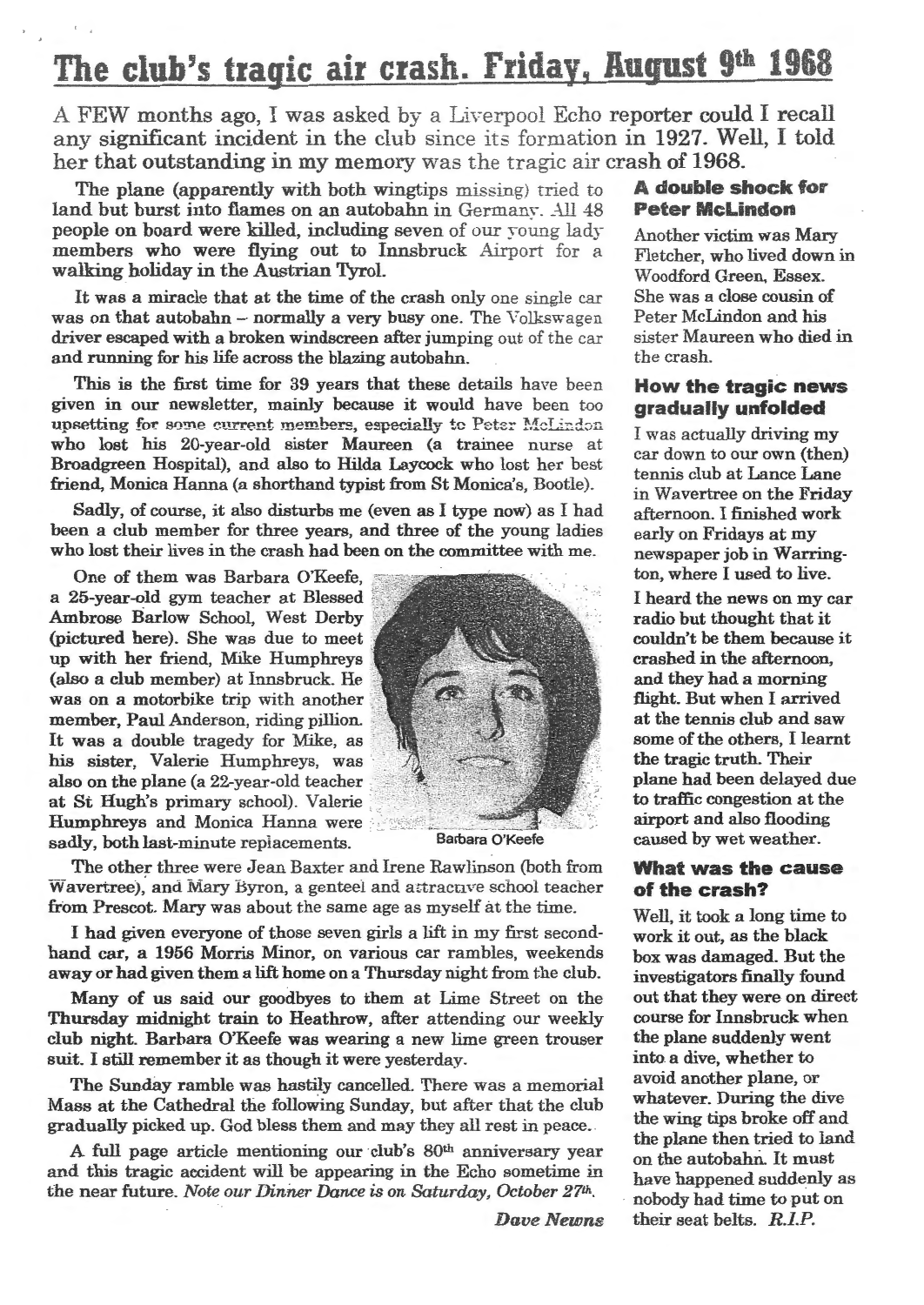# The club's tragic air crash. Friday, August 9th 1968

A FEW months ago, I was asked by a Liverpool Echo reporter could I recall any significant incident in the club since its formation in 1927. Well, I told her that outstanding in my memory was the tragic air crash of 1968.

The plane (apparently with both wingtips missing) tried to land but burst into flames on an autobahn in Germany. All 48 people on board were killed, including seven of our young lady members who were flying out to Innsbruck Airport for a walking holiday in the Austrian Tyrol.

It was a miracle that at the time of the crash only one single car was on that autobahn – normally a very busy one. The Volkswagen driver escaped with a broken windscreen after jumping out of the car and running for his life across the blazing autobahn.

This is the first time for 39 years that these details have been given in our newsletter, mainly because it would have been too upsetting for some current members, especially to Peter McLindon who lost his 20-year-old sister Maureen (a trainee nurse at Broadgreen Hospital), and also to Hilda Laycock who lost her best friend, Monica Hanna (a shorthand typist from St Monica's, Bootle).

Sadly, of course, it also disturbs me (even as I type now) as I had been a club member for three years, and three of the young ladies who lost their lives in the crash had been on the committee with me.

One of them was Barbara O'Keefe, a 25-year-old gym teacher at Blessed Ambrose Barlow School, West Derby (pictured here). She was due to meet up with her friend, Mike Humphreys (also a club member) at Innsbruck. He was on a motorbike trip with another member, Paul Anderson, riding pillion. It was a double tragedy for Mike, as his sister, Valerie Humphreys, was also on the plane (a 22-year-old teacher at St Hugh's primary school). Valerie Humphreys and Monica Hanna were sadly, both last-minute replacements.

Barbara O'Keefe

The other three were Jean Baxter and Irene Rawlinson (both from Wavertree), and Mary Byron, a genteel and attractive school teacher from Prescot. Mary was about the same age as myself at the time.

I had given everyone of those seven girls a lift in my first second-hand car, a 1956 Morris Minor, on various car rambles, weekends away or had given them a lift home on a Thursday night from the club.

Many of us said our goodbyes to them at Lime Street on the Thursday midnight train to Heathrow, after attending our weekly club night. Barbara O'Keefe was wearing a new lime green trouser suit. I still remember it as though it were yesterday.

The Sunday ramble was hastily cancelled. There was a memorial Mass at the Cathedral the following Sunday, but after that the club gradually picked up. God bless them and may they all rest in peace.

A full page article mentioning our club's 80th anniversary year and this tragic accident will be appearing in the Echo sometime in the near future. *Note our Dinner Dance is on Saturday, October 27th.*

***Dave Newns***

### A double shock for Peter McLindon

Another victim was Mary Fletcher, who lived down in Woodford Green, Essex. She was a close cousin of Peter McLindon and his sister Maureen who died in the crash.

### How the tragic news gradually unfolded

I was actually driving my car down to our own (then) tennis club at Lance Lane in Wavertree on the Friday afternoon. I finished work early on Fridays at my newspaper job in Warrington, where I used to live.

I heard the news on my car radio but thought that it couldn't be them because it crashed in the afternoon, and they had a morning flight. But when I arrived at the tennis club and saw some of the others, I learnt the tragic truth. Their plane had been delayed due to traffic congestion at the airport and also flooding caused by wet weather.

### What was the cause of the crash?

Well, it took a long time to work it out, as the black box was damaged. But the investigators finally found out that they were on direct course for Innsbruck when the plane suddenly went into a dive, whether to avoid another plane, or whatever. During the dive the wing tips broke off and the plane then tried to land on the autobahn. It must have happened suddenly as nobody had time to put on their seat belts. *R.I.P.*